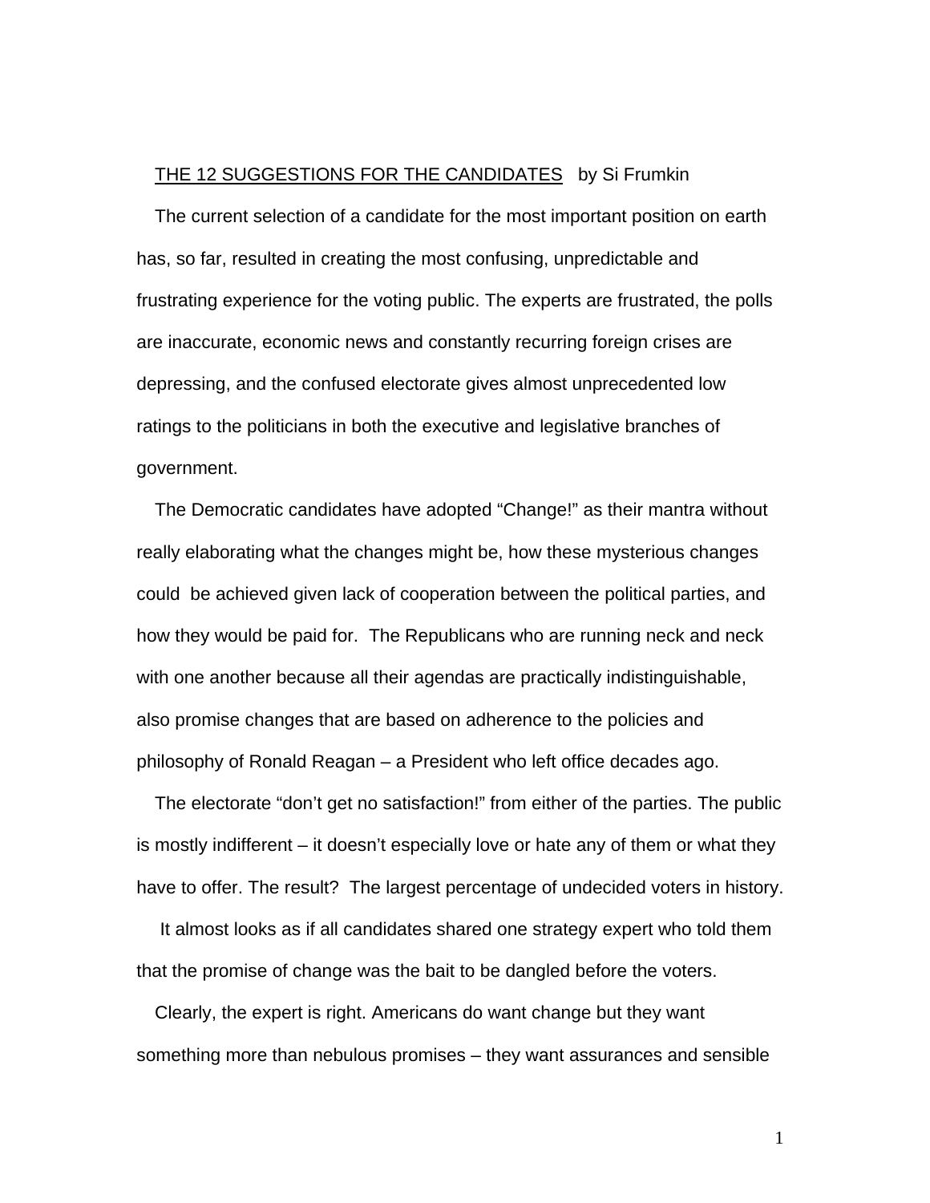<u>THE 12 SUGGESTIONS FOR THE CANDIDATES</u> by Si Frumkin

The current selection of a candidate for the most important position on earth has, so far, resulted in creating the most confusing, unpredictable and frustrating experience for the voting public. The experts are frustrated, the polls are inaccurate, economic news and constantly recurring foreign crises are depressing, and the confused electorate gives almost unprecedented low ratings to the politicians in both the executive and legislative branches of government.

The Democratic candidates have adopted "Change!" as their mantra without really elaborating what the changes might be, how these mysterious changes could be achieved given lack of cooperation between the political parties, and how they would be paid for. The Republicans who are running neck and neck with one another because all their agendas are practically indistinguishable, also promise changes that are based on adherence to the policies and philosophy of Ronald Reagan – a President who left office decades ago.

The electorate "don't get no satisfaction!" from either of the parties. The public is mostly indifferent – it doesn't especially love or hate any of them or what they have to offer. The result? The largest percentage of undecided voters in history.

It almost looks as if all candidates shared one strategy expert who told them that the promise of change was the bait to be dangled before the voters.

Clearly, the expert is right. Americans do want change but they want something more than nebulous promises – they want assurances and sensible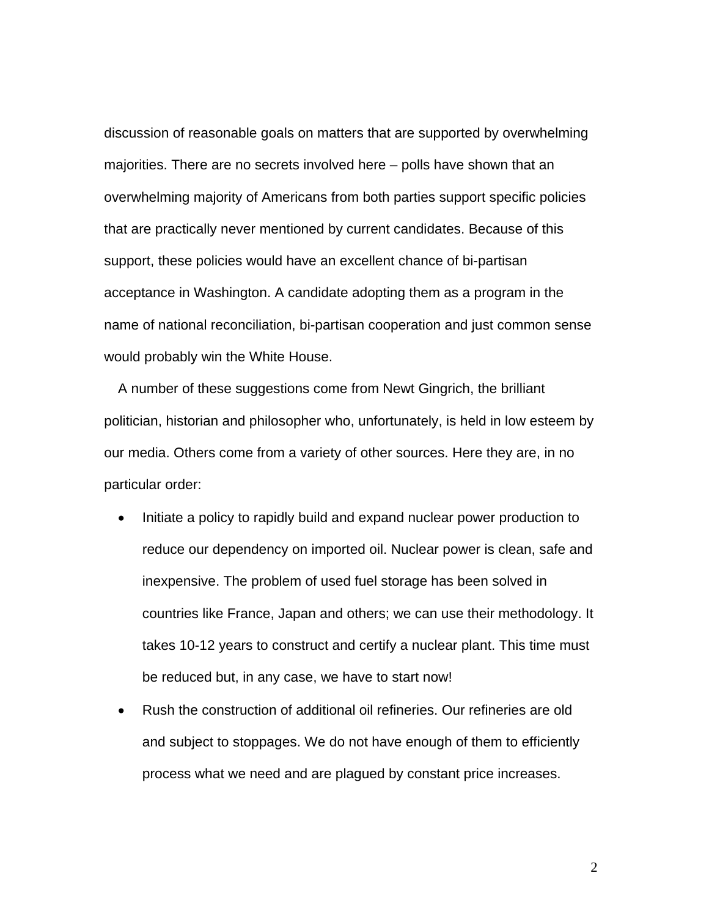discussion of reasonable goals on matters that are supported by overwhelming majorities. There are no secrets involved here – polls have shown that an overwhelming majority of Americans from both parties support specific policies that are practically never mentioned by current candidates. Because of this support, these policies would have an excellent chance of bi-partisan acceptance in Washington. A candidate adopting them as a program in the name of national reconciliation, bi-partisan cooperation and just common sense would probably win the White House.

A number of these suggestions come from Newt Gingrich, the brilliant politician, historian and philosopher who, unfortunately, is held in low esteem by our media. Others come from a variety of other sources. Here they are, in no particular order:

- Initiate a policy to rapidly build and expand nuclear power production to reduce our dependency on imported oil. Nuclear power is clean, safe and inexpensive. The problem of used fuel storage has been solved in countries like France, Japan and others; we can use their methodology. It takes 10-12 years to construct and certify a nuclear plant. This time must be reduced but, in any case, we have to start now!
- Rush the construction of additional oil refineries. Our refineries are old and subject to stoppages. We do not have enough of them to efficiently process what we need and are plagued by constant price increases.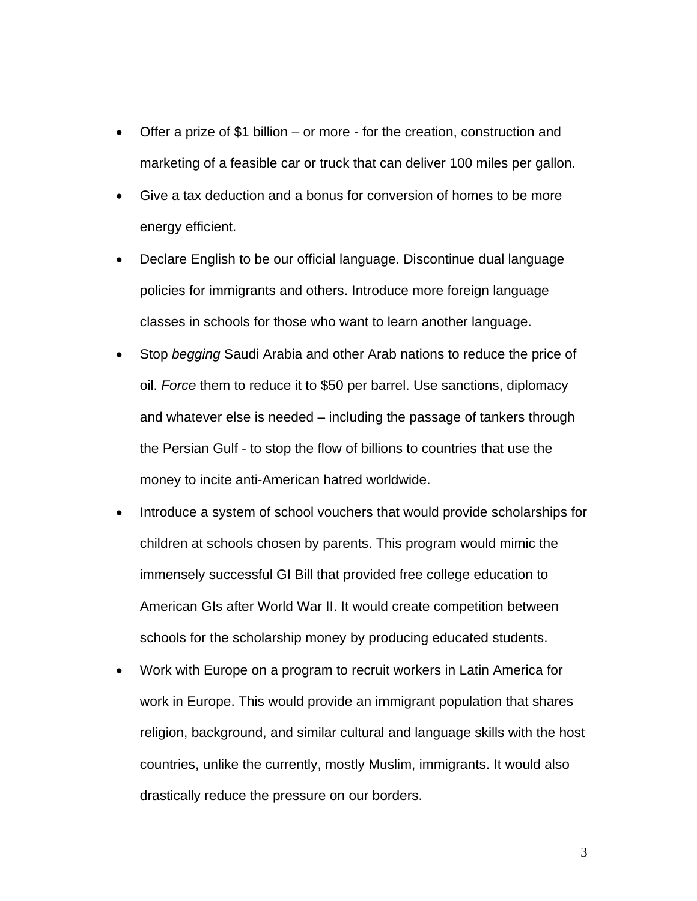- Offer a prize of $1 billion – or more - for the creation, construction and marketing of a feasible car or truck that can deliver 100 miles per gallon.
- Give a tax deduction and a bonus for conversion of homes to be more energy efficient.
- Declare English to be our official language. Discontinue dual language policies for immigrants and others. Introduce more foreign language classes in schools for those who want to learn another language.
- Stop *begging* Saudi Arabia and other Arab nations to reduce the price of oil. *Force* them to reduce it to $50 per barrel. Use sanctions, diplomacy and whatever else is needed – including the passage of tankers through the Persian Gulf - to stop the flow of billions to countries that use the money to incite anti-American hatred worldwide.
- Introduce a system of school vouchers that would provide scholarships for children at schools chosen by parents. This program would mimic the immensely successful GI Bill that provided free college education to American GIs after World War II. It would create competition between schools for the scholarship money by producing educated students.
- Work with Europe on a program to recruit workers in Latin America for work in Europe. This would provide an immigrant population that shares religion, background, and similar cultural and language skills with the host countries, unlike the currently, mostly Muslim, immigrants. It would also drastically reduce the pressure on our borders.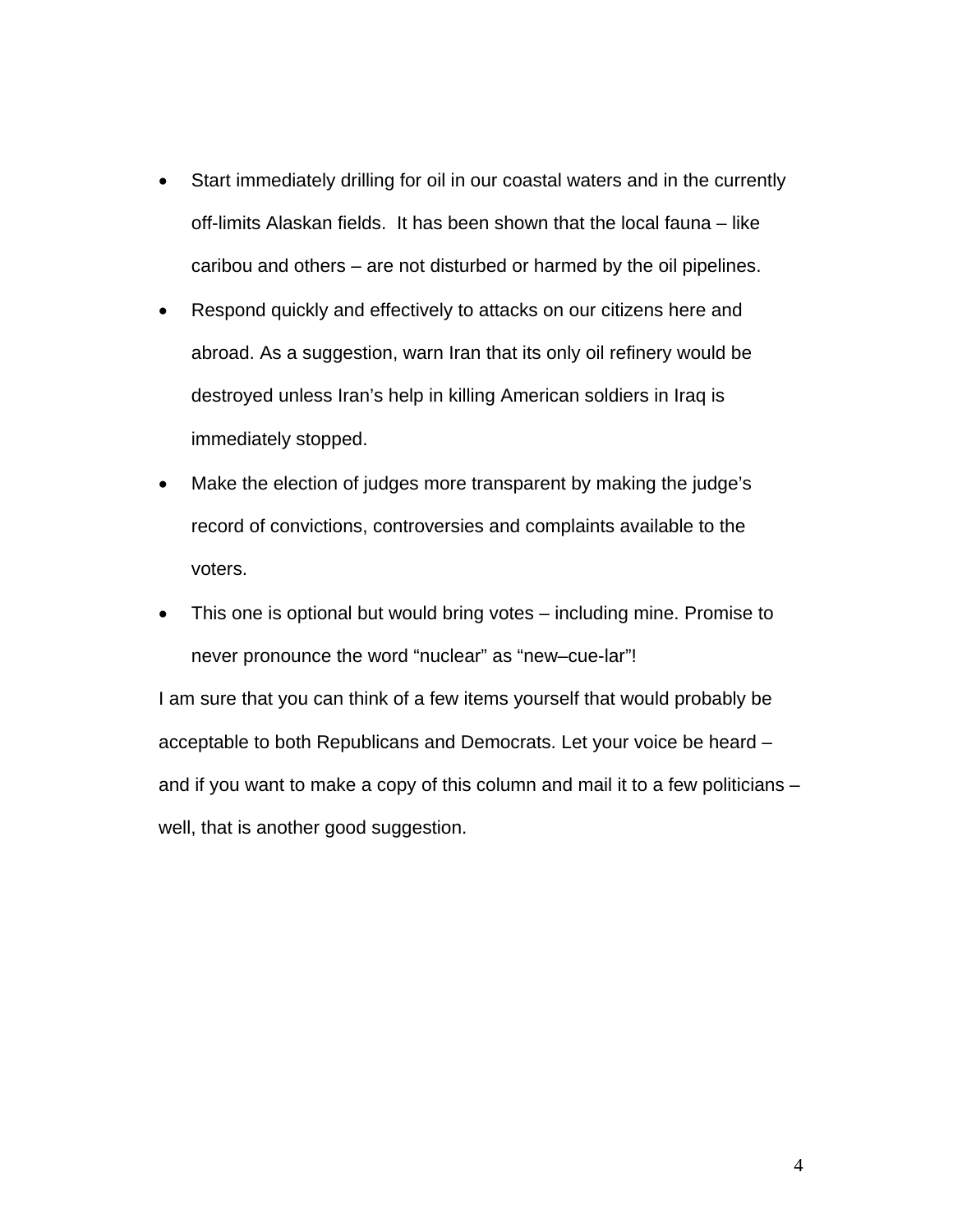- Start immediately drilling for oil in our coastal waters and in the currently off-limits Alaskan fields. It has been shown that the local fauna – like caribou and others – are not disturbed or harmed by the oil pipelines.
- Respond quickly and effectively to attacks on our citizens here and abroad. As a suggestion, warn Iran that its only oil refinery would be destroyed unless Iran's help in killing American soldiers in Iraq is immediately stopped.
- Make the election of judges more transparent by making the judge's record of convictions, controversies and complaints available to the voters.
- This one is optional but would bring votes – including mine. Promise to never pronounce the word "nuclear" as "new–cue-lar"!

I am sure that you can think of a few items yourself that would probably be acceptable to both Republicans and Democrats. Let your voice be heard – and if you want to make a copy of this column and mail it to a few politicians – well, that is another good suggestion.